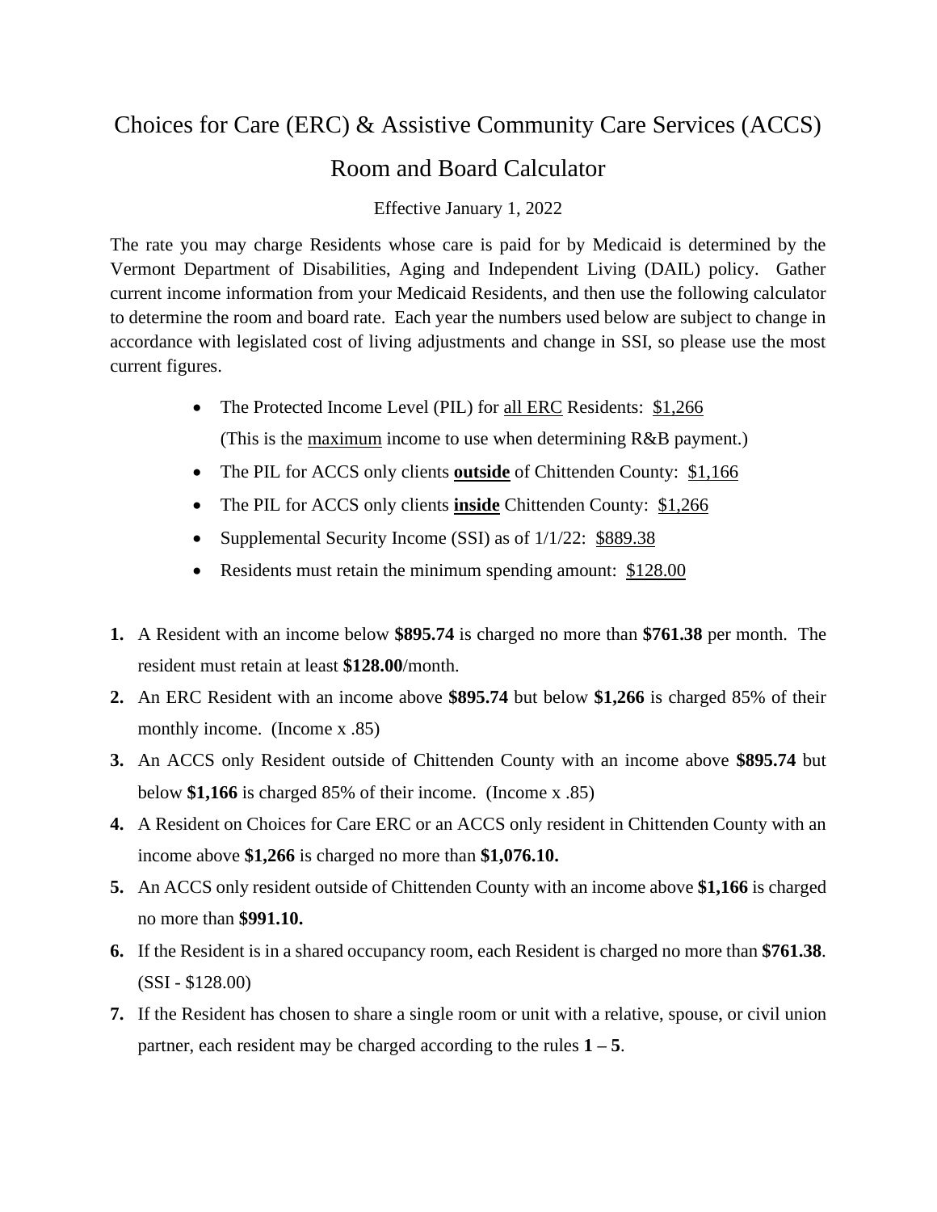# Choices for Care (ERC) & Assistive Community Care Services (ACCS)

# Room and Board Calculator

Effective January 1, 2022

The rate you may charge Residents whose care is paid for by Medicaid is determined by the Vermont Department of Disabilities, Aging and Independent Living (DAIL) policy. Gather current income information from your Medicaid Residents, and then use the following calculator to determine the room and board rate. Each year the numbers used below are subject to change in accordance with legislated cost of living adjustments and change in SSI, so please use the most current figures.

- The Protected Income Level (PIL) for all ERC Residents: $1,266
  (This is the maximum income to use when determining R&B payment.)
- The PIL for ACCS only clients **outside** of Chittenden County: $1,166
- The PIL for ACCS only clients **inside** Chittenden County: $1,266
- Supplemental Security Income (SSI) as of 1/1/22: $889.38
- Residents must retain the minimum spending amount: $128.00

1. A Resident with an income below **$895.74** is charged no more than **$761.38** per month. The resident must retain at least **$128.00**/month.
2. An ERC Resident with an income above **$895.74** but below **$1,266** is charged 85% of their monthly income. (Income x .85)
3. An ACCS only Resident outside of Chittenden County with an income above **$895.74** but below **$1,166** is charged 85% of their income. (Income x .85)
4. A Resident on Choices for Care ERC or an ACCS only resident in Chittenden County with an income above **$1,266** is charged no more than **$1,076.10.**
5. An ACCS only resident outside of Chittenden County with an income above **$1,166** is charged no more than **$991.10.**
6. If the Resident is in a shared occupancy room, each Resident is charged no more than **$761.38**. (SSI - $128.00)
7. If the Resident has chosen to share a single room or unit with a relative, spouse, or civil union partner, each resident may be charged according to the rules **1 – 5**.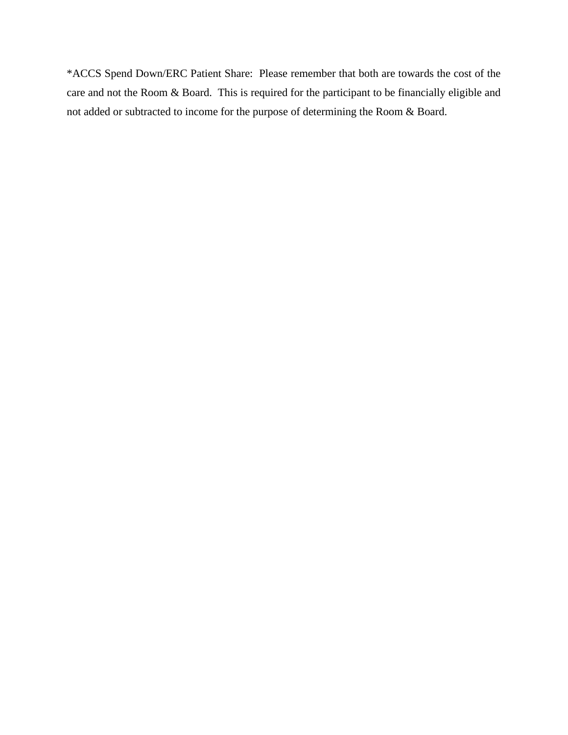*ACCS Spend Down/ERC Patient Share:  Please remember that both are towards the cost of the care and not the Room & Board.  This is required for the participant to be financially eligible and not added or subtracted to income for the purpose of determining the Room & Board.